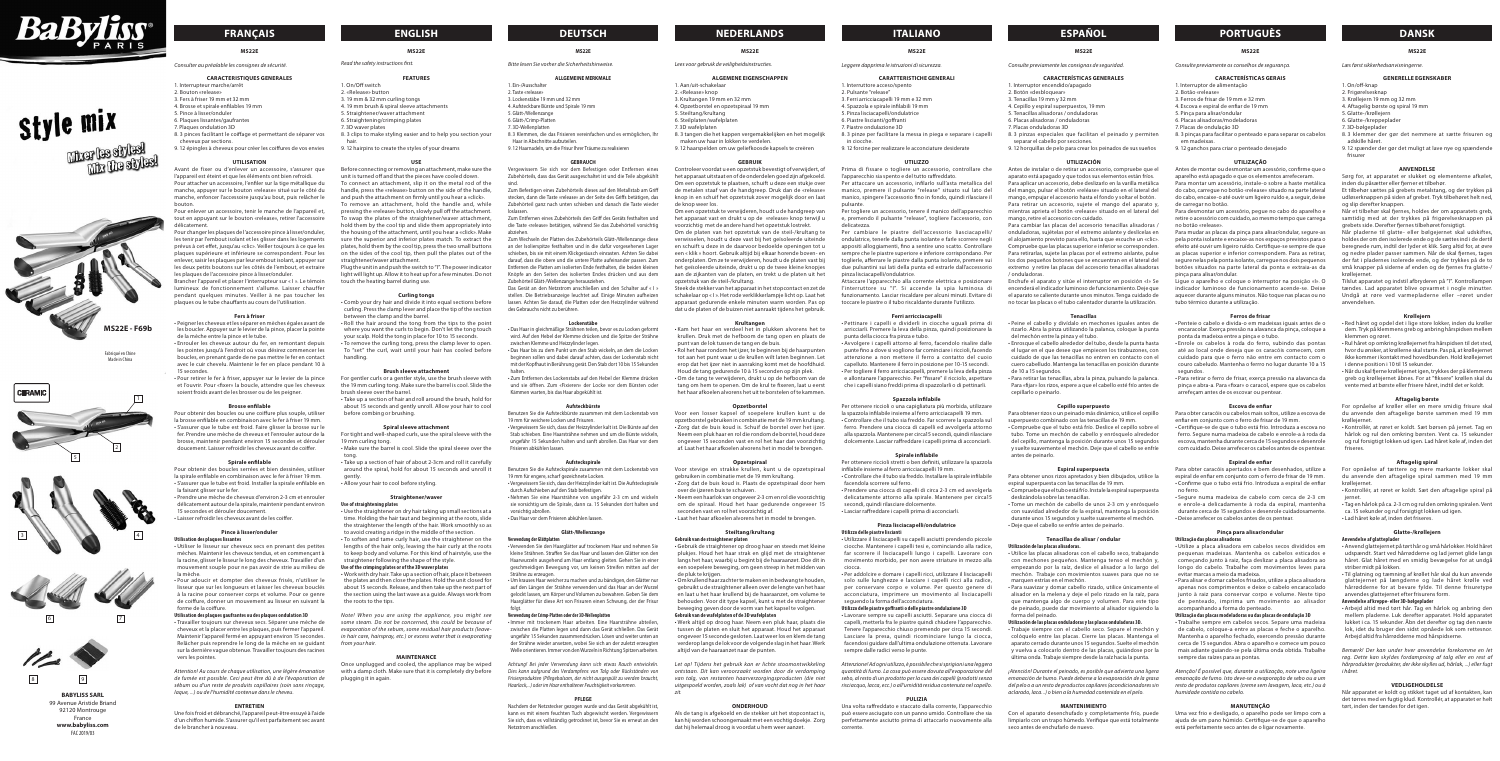# BaByliss PARIS

# Style mix

**Mixer les styles! Mix the styles!**

**MS22E - F69b**

Fabriqué en Chine
Made in China

**BABYLISS SARL**
99 Avenue Aristide Briand
92120 Montrouge
France
**www.babyliss.com**
FAC 2019/03

---

## FRANÇAIS

**MS22E**

*Consulter au préalable les consignes de sécurité.*

### CARACTERISTIQUES GENERALES

1. Interrupteur marche/arrêt
2. Bouton «relaxer»
3. Fers à friser 19 mm et 32 mm
4. Brosse et spirale enfilables 19 mm
5. Pince à lisser/onduler
6. Plaques lissantes/gaufrantes
7. Plaques ondulation 3D
8. 3 pinces facilitant le coiffage et permettant de séparer vos cheveux par sections.
9. 12 épingles à cheveux pour créer les coiffures de vos envies

### UTILISATION

Avant de fixer ou d'enlever un accessoire, s'assurer que l'appareil est éteint et que les éléments ont bien refroidi.
Pour attacher un accessoire, l'enfiler sur la tige métallique du manche, appuyer sur le bouton «relaxer» situé sur le côté du manche, enfoncer l'accessoire jusqu'au bout, puis relâcher le bouton.
Pour enlever un accessoire, tenir le manche de l'appareil et, tout en appuyant sur le bouton «relaxer», retirer l'accessoire délicatement.
Pour changer les plaques de l'accessoire pince à lisser/onduler, les tenir par l'embout isolant et les glisser dans les logements prévus à cet effet, jusqu'au «clic». Veiller toujours à ce que les plaques supérieures et inférieures se correspondent. Pour les enlever, saisir les plaques par leur embout isolant, appuyer sur les deux petits boutons sur les côtés de l'embout, et retirer les plaques de l'accessoire pince à lisser/onduler.
Brancher l'appareil et placer l'interrupteur sur « I ». Le témoin lumineux de fonctionnement s'allume. Laisser chauffer pendant quelques minutes. Veiller à ne pas toucher les plaques ou le tube chauffants au cours de l'utilisation.

#### Fers à friser

- Peigner les cheveux et les séparer en mèches égales avant de les boucler. Appuyer sur le levier de la pince, placer la pointe de la mèche entre la pince et le tube.
- Enrouler les cheveux autour du fer, en remontant depuis les pointes jusqu'à l'endroit où vous désirez commencer les boucles, en prenant garde de ne pas mettre le fer en contact avec le cuir chevelu. Maintenir le fer en place pendant 10 à 15 secondes.
- Pour retirer le fer à friser, appuyer sur le levier de la pince et l'ouvrir. Pour «fixer» la boucle, attendre que les cheveux soient froids avant de les brosser ou de les peigner.

#### Brosse enfilable

Pour obtenir des boucles ou une coiffure plus souple, utiliser la brosse enfilable en combinaison avec le fer à friser 19 mm.
- S'assurer que le tube est froid. Faire glisser la brosse sur le fer. Prendre une mèche de cheveux et l'enrouler autour de la brosse, maintenir pendant environ 15 secondes et dérouler doucement. Laisser refroidir les cheveux avant de coiffer.

#### Spirale enfilable

Pour obtenir des boucles serrées et bien dessinées, utiliser la spirale enfilable en combinaison avec le fer à friser 19 mm.
- S'assurer que le tube est froid. Installer la spirale enfilable en la faisant glisser sur le fer.
- Prendre une mèche de cheveux d'environ 2-3 cm et enrouler délicatement autour de la spirale, maintenir pendant environ 15 secondes et dérouler doucement.
- Laisser refroidir les cheveux avant de les coiffer.

#### Pince à lisser/onduler

**Utilisation des plaques lissantes**
- Utiliser le lisseur sur cheveux secs en prenant des petites mèches. Maintenir les cheveux tendus, et en commençant à la racine, glisser le lisseur le long des cheveux. Travailler d'un mouvement souple pour ne pas avoir de strie au milieu de la mèche.
- Pour adoucir et dompter des cheveux frisés, n'utiliser le lisseur que sur les longueurs et laisser les cheveux bouclés à la racine pour conserver corps et volume. Pour ce genre de coiffure, donner un mouvement au lisseur en suivant la forme de la coiffure.

**Utilisation des plaques gaufrantes ou des plaques ondulation 3D**
- Travailler toujours sur cheveux secs. Séparer une mèche de cheveux et la placer entre les plaques, puis fermer l'appareil. Maintenir l'appareil fermé en appuyant environ 15 secondes. Relâcher puis reprendre le long de la mèche en se guidant sur la dernière vague obtenue. Travailler toujours des racines vers les pointes.

*Attention! Au cours de chaque utilisation, une légère émanation de fumée est possible. Ceci peut être dû à de l'évaporation de sérum ou d'un reste de produits capillaires (tout sans rinçage, laque…) ou de l'humidité contenue dans le cheveu.*

### ENTRETIEN

Une fois froid et débranché, l'appareil peut-être essuyé à l'aide d'un chiffon humide. S'assurer qu'il est parfaitement sec avant de le brancher à nouveau.

---

## ENGLISH

**MS22E**

*Read the safety instructions first.*

### FEATURES

1. On/Off switch
2. «Release» button
3. 19 mm & 32 mm curling tongs
4. 19 mm brush & spiral sleeve attachments
5. Straightener/waver attachment
6. Straightening/crimping plates
7. 3D waver plates
8. 3 clips to make styling easier and to help you section your hair.
9. 12 hairpins to create the styles of your dreams

### USE

Before connecting or removing an attachment, make sure the unit is turned off and that the pieces have cooled down.
To connect an attachment, slip it on the metal rod of the handle, press the «release» button on the side of the handle, and push the attachment on firmly until you hear a «click».
To remove an attachment, hold the handle and, while pressing the «release» button, slowly pull off the attachment.
To swap the plates of the straightener/waver attachment, hold them by the cool tip and slide them appropriately into the housing of the attachment, until you hear a «click». Make sure the superior and inferior plates match. To extract the plates, hold them by the cool tip, press the two small buttons on the sides of the cool tip, then pull the plates out of the straightener/waver attachment.
Plug the unit in and push the switch to "I". The power indicator light will light up. Allow it to heat up for a few minutes. Do not touch the heating barrel during use.

#### Curling tongs

- Comb your dry hair and divide it into equal sections before curling. Press the clamp lever and place the tip of the section between the clamp and the barrel.
- Roll the hair around the tong from the tips to the point where you want the curls to begin. Don't let the tong touch your scalp. Hold the tong in place for 10 to 15 seconds.
- To remove the curling tong, press the clamp lever to open. To "set" the curl, wait until your hair has cooled before handling.

#### Brush sleeve attachment

For gentler curls or a gentler style, use the brush sleeve with the 19 mm curling tong. Make sure the barrel is cool. Slide the brush sleeve over the barrel.
- Take a section of hair and roll around the brush, hold for about 15 seconds and gently unroll. Allow your hair to cool before combing or brushing.

#### Spiral sleeve attachment

For tight and well-shaped curls, use the spiral sleeve with the 19 mm curling tong.
- Make sure the barrel is cool. Slide the spiral sleeve over the tong.
- Take up a section of hair of about 2-3 cm and roll it carefully around the spiral, hold for about 15 seconds and unroll it gently.
- Allow your hair to cool before styling.

#### Straightener/waver

**Use of straightening plates**
- Use the straightener on dry hair taking up small sections at a time. Holding the hair taut and beginning at the roots, slide the straightener the length of the hair. Work smoothly so as to avoid creating a ridge in the middle of the section.
- To soften and tame curly hair, use the straightener on the lengths of the hair only, leaving the hair curly at the roots to keep body and volume. For this kind of hairstyle, use the straightener following the shape of the style.

**Use of the crimping plates or of the 3D waver plates**
- Work with dry hair. Take up a section of hair, place it between the plates and close the plates. Hold the unit closed for about 15 seconds. Release, and then move on to the next part of the section using the last wave as a guide. Always work from the roots to the tips.

*Note! When you are using the appliance, you might see some steam. Do not be concerned, this could be because of evaporation of the serum, some residual hair products (leave-in hair care, hairspray, etc.) or excess water that is evaporating from your hair.*

### MAINTENANCE

Once unplugged and cooled, the appliance may be wiped with a damp cloth. Make sure that it is completely dry before plugging it in again.

---

## DEUTSCH

**MS22E**

*Bitte lesen Sie vorher die Sicherheitshinweise.*

### ALLGEMEINE MERKMALE

1. Ein-/Ausschalter
2. Taste «release»
3. Lockenstäbe 19 mm und 32 mm
4. Aufsteckbare Bürste und Spirale 19 mm
5. Glätt-/Wellenzange
6. Glätt-/Crimp-Platten
7. 3D-Wellenplatten
8. 3 Klemmen, die das Frisieren erleichtern und es ermöglichen, Ihr Haar in Abschnitte aufzuteilen.
9. 12 Haarnadeln, um die Frisur Ihrer Träume zu realisieren

### GEBRAUCH

Vergewissern Sie sich vor dem Befestigen oder Entfernen eines Zubehörteils, dass das Gerät ausgeschaltet ist und die Teile abgekühlt sind.
Zum Befestigen eines Zubehörteils dieses auf den Metallstab am Griff stecken, dann die Taste «release» an der Seite des Griffs betätigen, das Zubehörteil ganz nach unten schieben und danach die Taste wieder loslassen.
Zum Entfernen eines Zubehörteils den Griff des Geräts festhalten und die Taste «release» betätigen, während Sie das Zubehörteil vorsichtig abziehen.
Zum Wechseln der Platten des Zubehörteils Glätt-/Wellenzange diese an der isolierenden Endkappe halten und in die dafür vorgesehenen Aufnahmen schieben, bis sie mit einem Klickgeräusch einrasten. Achten Sie dabei darauf, dass die obere und die untere Platte aufeinander passen. Zum Entfernen der Platten am isolierten Ende festhalten, die beiden kleinen Knöpfe an den Seiten des isolierten Endes drücken und aus dem Zubehörteil Glätt-/Wellenzange herausziehen.
Das Gerät an den Netzstrom anschließen und den Schalter auf « I » stellen. Die Betriebsanzeige leuchtet auf. Einige Minuten aufheizen lassen. Achten Sie darauf, die Platten oder den Heizzylinder während des Gebrauchs nicht zu berühren.

#### Lockenstäbe

- Das Haar in gleichmäßige Strähnen teilen, bevor es zu Locken geformt wird. Auf den Hebel der Klemme drücken und die Spitze der Strähne zwischen Klemme und Heizzylinder legen.
- Das Haar bis zu dem Punkt um den Stab wickeln, an dem die Locken beginnen sollen und dabei darauf achten, dass der Lockenstab nicht mit der Kopfhaut in Berührung gerät. Den Stab dort 10 bis 15 Sekunden halten.
- Zum Entfernen des Lockenstabs auf den Hebel der Klemme drücken und sie öffnen. Zum «Fixieren» der Locke vor dem Bürsten oder Kämmen warten, bis das Haar abgekühlt ist.

#### Aufsteckbürste

Benutzen Sie die Aufsteckbürste zusammen mit dem Lockenstab von 19 mm für weichere Locken und Frisuren.
- Vergewissern Sie sich, dass der Heizzylinder kalt ist. Die Bürste auf den Stab schieben. Eine Haarsträhne nehmen und um die Bürste wickeln, ungefähr 15 Sekunden halten und sanft abrollen. Das Haar vor dem Frisieren abkühlen lassen.

#### Aufsteckspirale

Benutzen Sie die Aufsteckspirale zusammen mit dem Lockenstab von 19 mm für enge Locken, scharf gezeichnete Locken.
- Vergewissern Sie sich, dass der Heizzylinder kalt ist. Die Aufsteckspirale durch Aufschieben auf den Stab befestigen.
- Nehmen Sie eine Haarsträhne von ungefähr 2-3 cm und wickeln sie vorsichtig um die Spirale, dann ca. 15 Sekunden dort halten und vorsichtig abrollen.
- Das Haar vor dem Frisieren abkühlen lassen.

#### Glätt-/Wellenzange

**Verwendung der Glättplatten**
- Verwenden Sie den Haarglätter auf trockenem Haar und nehmen Sie kleine Strähnen. Straffen Sie das Haar und lassen den Glätter von den Haarwurzeln ausgehend am Haar entlang gleiten. Gehen Sie in einer geschmeidigen Bewegung vor, um keinen Streifen mitten auf der Strähne zu erzeugen.
- Um krauses Haar weicher zu machen und zu bändigen, den Glätter nur auf den Längen der Strähne verwenden und das Haar an der Wurzel gelockt lassen, um Körper und Volumen zu bewahren. Geben Sie dem Haarglätter für diese Art von Frisuren einen Schwung, der der Frisur folgt.

**Verwendung der Crimp-Platten oder der 3D-Wellenplatten**
- Immer mit trockenem Haar arbeiten. Eine Haarsträhne abteilen, zwischen die Platten legen und dann das Gerät schließen. Das Gerät ungefähr 15 Sekunden zusammendrücken. Lösen und weiter unten an der Strähne wieder ansetzen, wobei Sie sich an der zuletzt erzeugten Welle orientieren. Immer von den Wurzeln in Richtung Spitzen arbeiten.

*Achtung! Bei jeder Verwendung kann sich etwas Rauch entwickeln. Dies kann aufgrund der Verdampfens von Pflegeprodukten oder von Frisurprodukten (Pflegeshampoo, die nicht ausgespült zu werden brauchen, Haarlack, ...) oder im Haar enthaltener Feuchtigkeit vorkommen.*

### PFLEGE

Nachdem der Netzstecker gezogen wurde und das Gerät abgekühlt ist, kann es mit einem feuchten Tuch abgewischt werden. Vergewissern Sie sich, dass es vollständig getrocknet ist, bevor Sie es erneut an den Netzstrom anschließen.

---

## NEDERLANDS

**MS22E**

*Lees voor gebruik de veiligheidsinstructies.*

### ALGEMENE EIGENSCHAPPEN

1. Aan/uit-schakelaar
2. «Release»-knop
3. Krultangen 19 mm en 32 mm
4. Opzetborstel en opzetspiraal 19 mm
5. Steil/wafeltang
6. Steilplaten/wafelplaten
7. 3D wafelplaten
8. 3 tangen die het kappen vergemakkelijken en het mogelijk maken uw haar in lokken te verdelen.
9. 12 haarspelden om uw gedroomde kapsels te creëren

### GEBRUIK

Controleer voordat u een opzetstuk bevestigt of verwijdert, of het apparaat uitstaat en of de onderdelen goed zijn afgekoeld.
Om een opzetstuk te plaatsen, schuift u deze een stukje over de metalen staaf van de handgreep. Druk dan de «release»-knop in en schuif het opzetstuk zover mogelijk door en laat de knop weer los.
Om een opzetstuk te verwijderen, houdt u de handgreep van het apparaat vast en drukt u op de «release»-knop terwijl u voorzichtig met de andere hand het opzetstuk lostrekt.
Om de platen van het opzetstuk van de steil-/krultang te vervangen, houdt u deze vast bij het geïsoleerde uiteinde en schuift u deze in de daarvoor bedoelde openingen tot u een «klik» hoort. Gebruik altijd bij elkaar horende boven- en onderplaten. Om ze te verwijderen, houdt u de platen vast bij het geïsoleerde uiteinde, drukt u op de twee kleine knopjes aan de zijkanten van de platen en trekt u de platen uit het opzetstuk van de steil-/krultang.
Steek de stekker van het apparaat in het stopcontact en zet de schakelaar op « I ». Het rode werkingslampje licht op. Laat het apparaat gedurende enkele minuten warm worden. Pas op dat u de platen of de buizen niet aanraakt tijdens het gebruik.

#### Krultangen

- Kam het haar en verdeel het in plukken alvorens het te krullen. Druk met de hefboom de tang open en plaats de punt van de lok tussen de tang en de buis.
- Rol het haar rondom het ijzer, te beginnen bij de haarpunten tot aan het punt waar u de krullen wilt laten beginnen. Let erop dat het ijzer niet in aanraking komt met de hoofdhuid. Houd de tang gedurende 10 à 15 seconden op zijn plek.
- Om de tang te verwijderen, drukt u op de hefboom van de tang om hem te openen. Om de krul te fixeren, laat u eerst het haar afkoelen alvorens het uit te borstelen of te kammen.

#### Opzetborstel

Voor een losser kapsel of soepelere krullen kunt u de opzetborstel gebruiken in combinatie met de 19 mm krultang.
- Zorg dat de buis koud is. Schuif de borstel over het ijzer. Neem een pluk haar en rol die rondom de borstel, houd deze ongeveer 15 seconden vast en rol het haar dan voorzichtig af. Laat het haar afkoelen alvorens het in model te brengen.

#### Opzetspiraal

Voor stevige en strakke krullen, kunt u de opzetspiraal gebruiken in combinatie met de 19 mm krultang.
- Zorg dat de buis koud is. Plaats de opzetspiraal door hem over de ijzeren buis te schuiven.
- Neem een haarlok van ongeveer 2-3 cm en rol die voorzichtig om de spiraal. Houd het haar gedurende ongeveer 15 seconden vast en rol het voorzichtig af.
- Laat het haar afkoelen alvorens het in model te brengen.

#### Steil/wafeltang

**Gebruik van de straightenerplaten**
- Gebruik de straightener op droog haar en steeds met kleine plukjes. Houd het haar strak en glijd met de straightener langs het haar, waarbij u begint bij de haarwortel. Doe dit in een soepele beweging, om geen streep in het midden van de pluk te krijgen.
- Om krullend haar zachter te maken en in bedwang te houden, gebruikt u de straightener alleen over de lengte van het haar en laat u het haar krullend bij de haarwortel om volume te behouden. Voor dit type kapsel, kunt u met de straightener beweging geven door de vorm van het kapsel te volgen.

**Gebruik van de wafelplaten of de 3D wafelplaten**
- Werk altijd op droog haar. Neem een pluk haar, plaats die tussen de platen en sluit het apparaat. Houd het apparaat ongeveer 15 seconden gesloten. Laat weer los en klem de tang verderop langs de lok vooraan de volgende ribbel in het haar. Werk altijd van de haarwortel naar de punten.

*Let op! Tijdens het gebruik kan er lichte stoomontwikkeling ontstaan. Dit kan veroorzaakt worden door de verdamping van serum, resten van haarverzorgingsproducten (die niet uitgespoeld worden, zoals lak) of van vocht dat nog in het haar zit.*

### ONDERHOUD

Als de tang is afgekoeld en de stekker uit het stopcontact is, kan hij worden schoongemaakt met een vochtige doekje. Zorg dat hij helemaal droog is voordat u hem weer aanzet.

---

## ITALIANO

**MS22E**

*Leggere dapprima le istruzioni di sicurezza.*

### CARATTERISTICHE GENERALI

1. Interruttore acceso/spento
2. Pulsante "release"
3. Ferri arricciacapelli 19 mm e 32 mm
4. Spazzola e spirale infilabili 19 mm
5. Pinza lisciacapelli/ondulatrice
6. Piastre lisciant/gaufrant
7. Piastre ondulazione 3D
8. 3 pinze per facilitare la messa in piega e separare i capelli in ciocche.
9. 12 forcine per realizzare le acconciature desiderate

### UTILIZZO

Prima di fissare o togliere un accessorio, controllare che l'apparecchio sia spento e dei tutte raffreddato.
Per attaccare un accessorio, infilarlo sull'asta metallica del manico, premere il pulsante "release" situato sul lato del manico, spingere l'accessorio fino in fondo, quindi rilasciare il pulsante.
Per togliere un accessorio, tenere il manico dell'apparecchio e, premendo il pulsante "release", togliere l'accessorio, con delicatezza.
Per cambiare le piastre dell'accessorio liscia capelli/ondulatrice, tenerle dalla punta isolante e farle scorrere negli appositi alloggiamenti, fino a sentire uno scatto. Controllare sempre che le piastre superiore e inferiore corrispondano. Per toglierle, afferrare le piastre dalla punta isolante, premere sui due pulsantini sui lati della punta e estrarle dall'accessorio pinza liscia capelli/ondulatrice.
Attaccare l'apparecchio alla corrente elettrica e posizionare l'interruttore su "I". Si accende la spia luminosa di funzionamento. Lasciar riscaldare per alcuni minuti. Evitare di toccare le piastre o il tubo riscaldante durante l'utilizzo.

#### Ferri arricciacapelli

- Pettinare i capelli e dividerli in ciocche uguali prima di arricciarli. Premere la leva della pinza, quindi posizionare la punta della ciocca fra pinza e tubo.
- Avvolgere i capelli attorno al ferro, facendolo risalire dalle punte fino a dove si vogliono far cominciare i riccioli, facendo attenzione a non mettere il ferro a contatto del cuoio capelluto. Mantenere il ferro in posizione per 10-15 secondi.
- Per togliere il ferro arricciacapelli, premere la leva della pinza e allontanare l'apparecchio. Per "fissare" il ricciolo, aspettare che i capelli siano freddi prima di spazzolarli o di pettinarli.

#### Spazzola infilabile

Per ottenere riccioli o una capigliatura più morbida, utilizzare la spazzola infilabile insieme al ferro arricciacapelli 19 mm.
- Controllare che il tubo sia freddo. Far scorrere la spazzola sul ferro. Prendere una ciocca di capelli ed avvolgerla attorno alla spazzola. Mantenere per circa 15 secondi, quindi rilasciare dolcemente. Lasciar raffreddare i capelli prima di acconciarli.

#### Spirale infilabile

Per ottenere riccioli stretti e ben definiti, utilizzare la spazzola infilabile insieme al ferro arricciacapelli 19 mm.
- Controllare che il tubo sia freddo. Installare la spirale infilabile facendola scorrere sul ferro.
- Prendere una ciocca di capelli di circa 2-3 cm ed avvolgerla delicatamente attorno alla spirale. Mantenere per circa 15 secondi, quindi rilasciare dolcemente.
- Lasciar raffreddare i capelli prima di acconciarli.

#### Pinza liscia capelli/ondulatrice

**Utilizzo delle piastre lisciant**
- Utilizzare il lisciacapelli su capelli asciutti prendendo piccole ciocche. Mantenere i capelli tesi e, cominciando alla radice, far scorrere il lisciacapelli lungo i capelli. Lavorare con movimento morbido, per non avere striature in mezzo alla ciocca.
- Per addolcire e domare i capelli ricci, utilizzare il lisciacapelli solo sulle lunghezze e lasciare i capelli ricci alla radice, per conservare corpo e volume. Per questo genere di acconciatura, imprimere un movimento al lisciacapelli seguendo la forma dell'acconciatura.

**Utilizzo delle piastre gaufrant o delle piastre ondulazione 3D**
- Lavorare sempre su capelli asciutti. Separare una ciocca di capelli, metterla fra le piastre quindi chiudere l'apparecchio. Tenere l'apparecchio chiuso premendo per circa 15 secondi. Lasciare la presa, quindi ricominciare lungo la ciocca, facendosi guidare dall'ultima ondulazione ottenuta. Lavorare sempre dalle radici verso le punte.

*Attenzione! Ad ogni utilizzo, è possibile che si sprigioni una leggera quantità di fumo. Ciò può essere dovuto all'evaporazione del siero, di residui di un prodotto per la cura dei capelli (prodotti senza risciacquo, lacca, ecc.) o dell'umidità residua contenuta nei capelli.*

### PULIZIA

Una volta raffreddato e staccato dalla corrente, l'apparecchio può essere asciugato con un panno umido. Controllare che sia perfettamente asciutto prima di attaccarlo nuovamente alla corrente.

---

## ESPAÑOL

**MS22E**

*Consulte previamente las consignas de seguridad.*

### CARACTERÍSTICAS GENERALES

1. Interruptor encendido/apagado
2. Botón «desbloquear»
3. Tenacillas 19 mm y 32 mm
4. Cepillo y espiral superpuestos, 19 mm
5. Tenacillas alisadoras / onduladoras
6. Placas alisadoras / onduladoras
7. Placas ondulación 3D
8. 3 pinzas especiales que facilitan el peinado y permiten separar el cabello por secciones.
9. 12 horquillas de pelo para crear los peinados de sus sueños

### UTILIZACIÓN

Antes de instalar o de retirar un accesorio, compruebe que el aparato está apagado y que todos sus elementos están fríos.
Para aplicar un accesorio, debe deslizarlo en la varilla metálica del mango, pulsar el botón «release» situado en el lateral del mango, empujar el accesorio hasta el fondo y soltar el botón.
Para retirar un accesorio, sujete el mango del aparato y, mientras aprieta el botón «release» situado en el lateral del mango, retire el accesorio con cuidado.
Para cambiar las placas del accesorio tenacillas alisadoras / onduladoras, sujételas por el extremo aislante y deslícelas en el alojamiento previsto para ello, hasta que escuche un «clic». Compruebe que las placas superior e inferior se correspondan. Para retirarlas, sujete las placas por el extremo aislante, pulse los dos pequeños botones que se encuentran en el lateral del extremo y retire las placas del accesorio tenacillas alisadoras / onduladoras.
Enchufe el aparato y sitúe el interruptor en posición «I». Se encenderá el indicador luminoso de funcionamiento. Deje que el aparato se caliente durante unos minutos. Tenga cuidado de no tocar las placas o el tubo calentador durante la utilización.

#### Tenacillas

- Peine el cabello y divídalo en mechones iguales antes de rizarlo. Abra la pinza utilizando la palanca, coloque la punta del mechón entre la pinza y el tubo.
- Enrosque el cabello alrededor del tubo, desde la punta hasta el lugar en el que desee que empiecen los tirabuzones, con cuidado de que las tenacillas no entren en contacto con el cuero cabelludo. Mantenga las tenacillas en posición durante de 10 a 15 segundos.
- Para retirar las tenacillas, abra la pinza, pulsando la palanca. Para «fijar» los rizos, espere a que el cabello esté frío antes de cepillarlo o peinarlo.

#### Cepillo superpuesto

Para obtener rizos o un peinado más dinámico, utilice el cepillo superpuesto combinado con las tenacillas de 19 mm.
- Compruebe que el tubo está frío. Deslice el cepillo sobre el tubo. Tome un mechón de cabello y enrósquelo alrededor del cepillo, mantenga la posición durante unos 15 segundos y suelte suavemente el mechón. Deje que el cabello se enfríe antes de peinarlo.

#### Espiral superpuesta

Para obtener unos rizos apretados y bien dibujados, utilice la espiral superpuesta con las tenacillas de 19 mm.
- Compruebe que el tubo está frío. Instale la espiral superpuesta deslizándola sobre las tenacillas.
- Tome un mechón de cabello de unos 2-3 cm y enrósquelo con suavidad alrededor de la espiral, mantenga la posición durante unos 15 segundos y suelte suavemente el mechón.
- Deje que el cabello se enfríe antes de peinarlo.

#### Tenacillas de alisar / ondular

**Utilización de las placas alisadoras**
- Utilice las placas alisadoras con el cabello seco, trabajando con mechones pequeños. Mantenga tenso el mechón y, empezando por la raíz, deslice el alisador a lo largo del mechón. Trabaje con movimientos suaves para que no se marquen estrías en el mechón.
- Para suavizar y domar cabello rizado, utilice únicamente el alisador en la melena y deje el pelo rizado en la raíz, para que conserve cuerpo y volumen. Para este tipo de peinado, puede dar movimiento al alisador siguiendo la forma del peinado.

**Utilización de las placas onduladoras y las placas ondulación 3D.**
- Trabaje siempre con el cabello seco. Separe el mechón y colóquelo entre las placas. Cierre las placas. Mantenga el aparato cerrado durante unos 15 segundos. Suelte el mechón y vuelva a colocarlo dentro de las placas, guiándose por la última onda. Trabaje siempre desde la raíz hasta la punta.

*¡Atención! Durante el peinado, es posible que advierta una ligera emanación de humo. Puede deberse a la evaporación de la crema o del gel o a un resto de productos capilares (productos sin aclarado, laca...) o bien a la humedad contenida en el pelo.*

### MANTENIMIENTO

Con el aparato desenchufado y completamente frío, puede limpiarlo con un trapo húmedo. Verifique que está totalmente seco antes de enchufarlo de nuevo.

---

## PORTUGUÊS

**MS22E**

*Consultar previamente os conselhos de segurança.*

### CARACTERÍSTICAS GERAIS

1. Interruptor de alimentação
2. Botão «release»
3. Ferros de frisar de 19 mm e 32 mm
4. Escova e espiral de enfiar de 19 mm
5. Pinça para alisar/ondular
6. Placas alisadoras/modeladoras
7. Placas de ondulação 3D
8. 3 pinças para facilitar o penteado e para separar o cabelo em madeixas.
9. 12 ganchos para criar o penteado desejado

### UTILIZAÇÃO

Antes de montar ou desmontar um acessório, confirme que o aparelho está apagado e que os elementos arrefeceram.
Para montar um acessório, instale-o sobre a haste metálica do cabo, carregue no botão «release» situado na parte lateral do cabo, encaixe-o até ouvir um ligeiro ruído e, a seguir, deixe de carregar no botão.
Para desmontar um acessório, pegue no cabo do aparelho e retire o acessório com cuidado, ao mesmo tempo que carrega no botão «release».
Para mudar as placas da pinça para alisar/ondular, segure-as pela ponta isolante e encaixe-as nos espaços previstos para o efeito até ouvir um ligeiro ruído. Certifique-se sempre de que as placas superior e inferior correspondem. Para as retirar, segure nas placas pela ponta isolante, carregue os dois pequenos botões situados na parte lateral da ponta e extraia-as da pinça para alisar/ondular.
Ligue o aparelho e coloque o interruptor na posição «I». O indicador luminoso de funcionamento acende-se. Deixe aquecer durante alguns minutos. Não toque nas placas ou no tubo térmico durante a utilização.

#### Ferros de frisar

- Penteie o cabelo e divida-o em madeixas iguais antes de o encaracolar. Exerça pressão na alavanca da pinça, coloque a ponta da madeixa entre a pinça e o tubo.
- Enrole os cabelos à volta do ferro, subindo das pontas até ao local onde deseja que os caracóis comecem, com cuidado para que o ferro não entre em contacto com o couro cabeludo. Mantenha o ferro no lugar durante 10 a 15 segundos.
- Para retirar o ferro de frisar, exerça pressão na alavanca da pinça e abra-a. Para «fixar» o caracol, espere que os cabelos arrefeçam antes de os escovar ou pentear.

#### Escova de enfiar

Para obter caracóis ou cabelos mais soltos, utilize a escova de enfiar em conjunto com o ferro de frisar de 19 mm.
- Certifique-se de que o tubo está frio. Deslize a escova no ferro. Segure numa madeixa de cabelo e enrole-a à roda da escova, mantenha durante cerca de 15 segundos e desenrole com cuidado. Deixe arrefecer os cabelos antes de os pentear.

#### Espiral de enfiar

Para obter caracóis apertados e bem desenhados, utilize a espiral de enfiar em conjunto com o ferro de frisar de 19 mm.
- Confirme que o tubo está frio. Introduza a espiral de enfiar no ferro.
- Segure numa madeixa de cabelo com cerca de 2-3 cm e enrole-a delicadamente à roda da espiral, mantenha durante cerca de 15 segundos e desenrole cuidadosamente.
- Deixe arrefecer os cabelos antes de os pentear.

#### Pinça para alisar/ondular

**Utilização das placas alisadoras**
- Utilize a placa alisadora em cabelos secos divididos em pequenas madeixas. Mantenha os cabelos esticados e, começando junto à raiz, faça deslizar a placa alisadora ao longo do cabelo. Trabalhe com movimentos leves para evitar marcas a meio da madeixa.
- Para alisar e domar cabelos frisados, utilize a placa alisadora apenas nos comprimentos e deixe o cabelo encaracolado junto à raiz para conservar corpo e volume. Neste tipo de penteado, imprima um movimento ao alisador acompanhando a forma do penteado.

**Utilização das placas modeladoras ou das placas de ondulação 3D**
- Trabalhe sempre em cabelos secos. Separe uma madeixa de cabelo, coloque-a entre as placas e feche o aparelho. Mantenha o aparelho fechado, exercendo pressão durante cerca de 15 segundos. Abra o aparelho e comece em seguida mais abaixo guiando-se pela última onda obtida. Trabalhe sempre das raízes para as pontas.

*Atenção! É possível que, durante a utilização, note uma ligeira emanação de fumo. Isto deve-se à evaporação de sebo ou a um resto de produtos capilares (creme sem lavagem, laca, etc.) ou à humidade contida no cabelo.*

### MANUTENÇÃO

Uma vez frio e desligado, o aparelho pode ser limpo com a ajuda de um pano húmido. Certifique-se de que o aparelho está perfeitamente seco antes de o ligar novamente.

---

## DANSK

**MS22E**

*Læs først sikkerhedsanvisningerne.*

### GENERELLE EGENSKABER

1. On/off-knap
2. Frigørelsesknap
3. Krøllejern 19 mm og 32 mm
4. Påsatte børste og spiral 19 mm
5. Glatte-/krølletang
6. Glatte-/krepeplader
7. 3D-bølgeplader
8. 3 klemmer der gør det nemmere at sætte frisuren og adskille håret.
9. 12 hårnåle der gør det muligt at lave nye og spændende frisurer

### ANVENDELSE

Sørg for, at apparatet er slukket og elementerne afkølet, inden du påsætter eller fjerner et tilbehør.
Et tilbehør sættes på grebets metalstang, og der trykkes på udløserknappen på siden af grebet. Tryk tilbehøret helt ned, og slip derefter knappen.
Når et tilbehør skal fjernes, holdes der om apparatets greb, samtidig med at der trykkes på frigørelsesknappen på grebets side. Derefter fjernes tilbehøret forsigtigt.
Når pladerne til glatte- eller krepetangen skal udskiftes, holdes der om den isolerede ende og de sættes ind i de dertil beregnede rum, indtil der lyder et klik. Sørg altid for, at øvre og nedre plader passer sammen. Når de skal fjernes, tages der fat i pladernes isolerede ende, og der trykkes på de to små knapper på siderne af enden og de fjernes fra glatte-/krølletangen.
Tilslut apparatet og indstil afbryderen på "I". Kontrollampen tænder. Lad apparatet blive opvarmet i nogle minutter. Undgå at røre ved varmepladerne eller –røret under anvendelsen.

#### Krøllejern

- Red håret og opdel det i lige store lokker, inden du krøller dem. Tryk på klemmens greb og anbring hårspidsen mellem klemmen og røret.
- Rul håret omkring krøllejernet fra hårspidsen til det sted, hvor du ønsker, at krøllerne skal starte. Pas på, at krøllejernet ikke kommer i kontakt med hovedbunden. Hold krøllejernet i denne position i 10 til 15 sekunder.
- Når du skal fjerne krøllejernet igen, trykkes der på klemmens greb og krøllejernet åbnes. For at "fikseres" krøllen skal du vente med at børste eller friere håret, indtil det er afkølet.

#### Aftagelig børste

For opnåelse af krøller eller en mere smidig frisure skal du anvende den aftagelige børste sammen med 19 mm krøllejernet.
- Kontrollér, at røret er koldt. Sæt børsten på jernet. Tag en hårlok og rul den omkring børsten. Vent ca. 15 sekunder og rul forsigtigt lokken ud igen. Lad håret køle af, inden det frisereres.

#### Aftagelig spiral

For opnåelse af tættere og mere markante lokker skal du anvende den aftagelige spiral sammen med 19 mm krøllejernet.
- Kontrollér, at røret er koldt. Sæt den aftagelige spiral på jernet.
- Tag en hårlok på ca. 2-3 cm og rul den omkring spiralen. Vent ca. 15 sekunder og rul forsigtigt lokken ud igen.
- Lad håret køle af, inden det frisereres.

#### Glatte-/krølletang

**Anvendelse af glattepladen**
- Anvend glattejernet på tørt hår og små hårlokker. Hold håret udspændt. Start ved hårrødderne og lad jernet glide langs håret. Glat håret med en smidig bevægelse for at undgå striber midt på lokken.
- Til glatning og tæmning af krøllet hår skal du kun anvende glattejernet på længderne og lade håret krølle ved hårrødderne for at bevare fylde. Til denne frisuretype anvendes glattejernet efter frisurens form.

**Anvendelse af krepe- eller 3D-bølgeplader**
- Arbejd altid med tørt hår. Tag en hårlok og anbring den mellem pladerne. Luk derefter apparatet. Hold apparatet lukket i ca. 15 sekunder. Åbn det derefter og tag den næste lok, idet du bruger den sidst opnåede lok som retnisnor. Arbejd altid fra hårrødderne mod hårspidserne.

*Bemærk! Der kan under hver anvendelse forekomme en let røg. Dette kan skyldes fordampning af olie eller en rest af hårprodukter (produkter, der ikke skylles ud, hårlak, ...) eller fugt i håret.*

### VEDLIGEHOLDELSE

Når apparatet er koldt og stikket taget ud af kontakten, kan det tørres med en fugtig klud. Kontrollér, at apparatet er helt tørt, inden der tændes for det igen.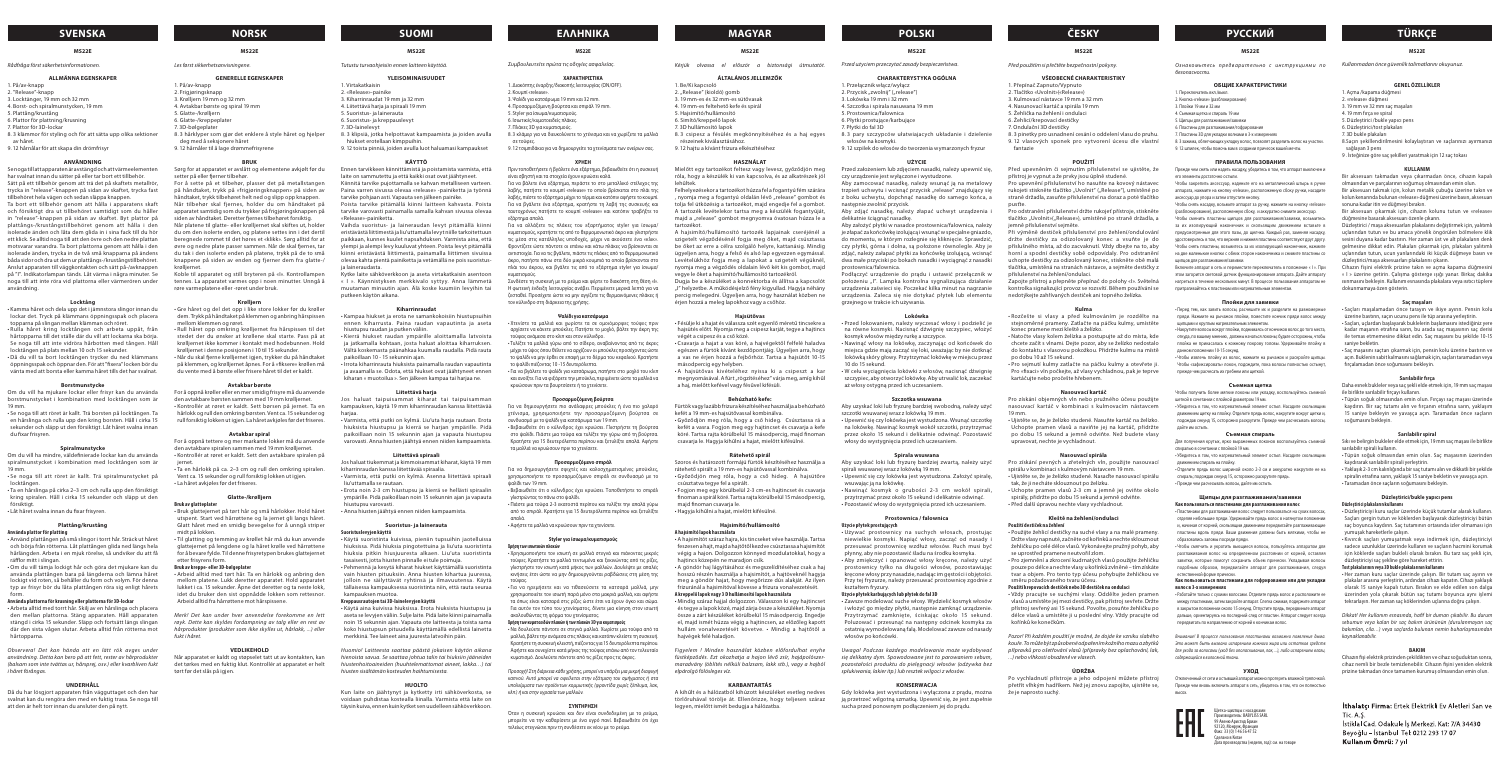# SVENSKA

## MS22E

### ALLMÄNNA EGENSKAPER

### ANVÄNDNING

### UNDERHÅLL

# NORSK

## MS22E

### GENERELLE EGENSKAPER

### BRUK

### VEDLIKEHOLD

# SUOMI

## MS22E

### YLEISOMINAISUUDET

### KÄYTTÖ

### HUOLTO

# ΕΛΛΗΝΙΚΑ

## MS22E

### ΧΑΡΑΚΤΗΡΙΣΤΙΚΑ

### ΧΡΗΣΗ

### ΣΥΝΤΗΡΗΣΗ

# MAGYAR

## MS22E

### ÁLTALÁNOS JELLEMZŐK

### HASZNÁLAT

### KARBANTARTÁS

# POLSKI

## MS22E

### CHARAKTERYSTYKA OGÓLNA

### UŻYCIE

### KONSERWACJA

# ČESKY

## MS22E

### VŠEOBECNÉ CHARAKTERISTIKY

### POUŽITÍ

### ÚDRŽBA

# РУССКИЙ

## MS22E

### ОБЩИЕ ХАРАКТЕРИСТИКИ

### ПРАВИЛА ПОЛЬЗОВАНИЯ

### УХОД

# TÜRKÇE

## MS22E

### GENEL ÖZELLIKLER

### KULLANIM

### BAKIM

İthalatçı Firma: Ertek Elektrik Ev Aletleri San.ve Tic. A.Ş.

İstiklal Cad. Odakule İş Merkezi Kat: 7/A 34430 Beyoğlu – İstanbul Tel 0212 293 17 07

Kullanım Ömrü: 7 yıl